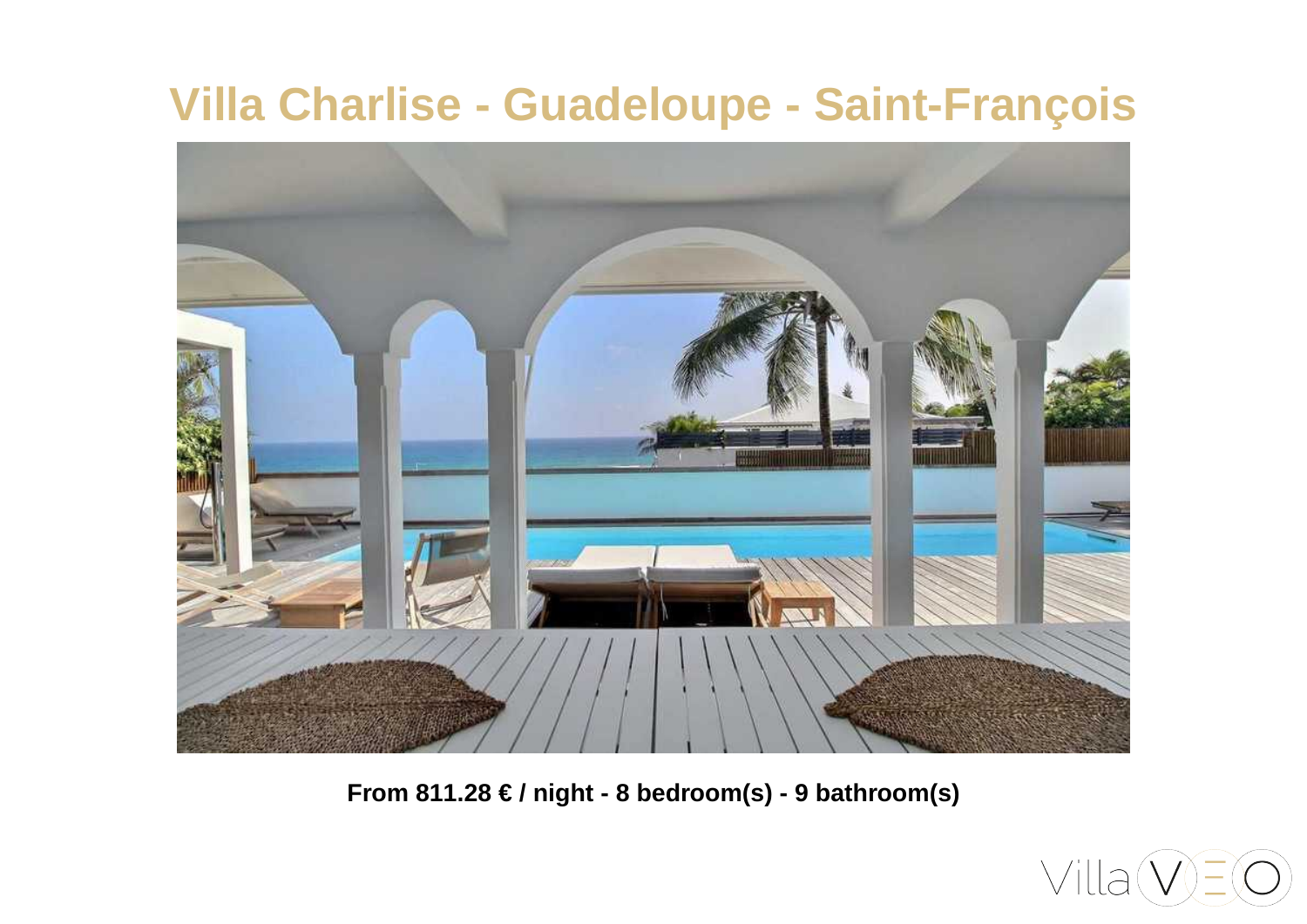# Villa Charlise - Guadeloupe - Saint-François

**From 811.28 € / night - 8 bedroom(s) - 9 bathroom(s)**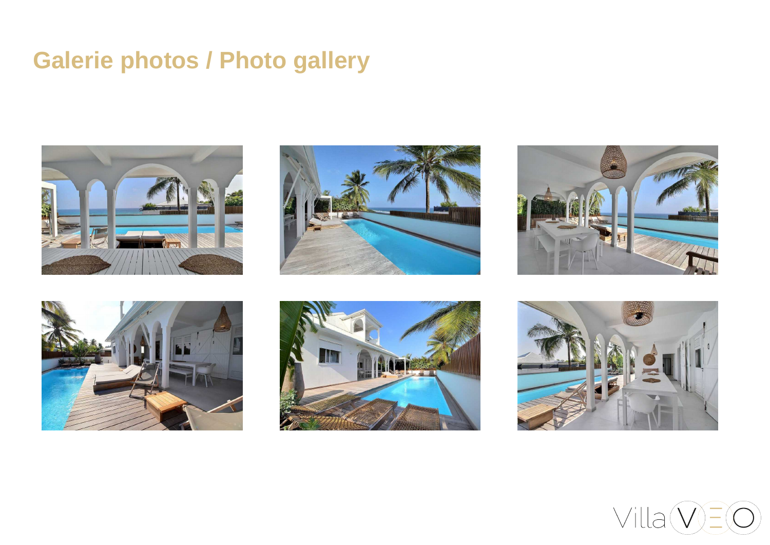# Galerie photos / Photo gallery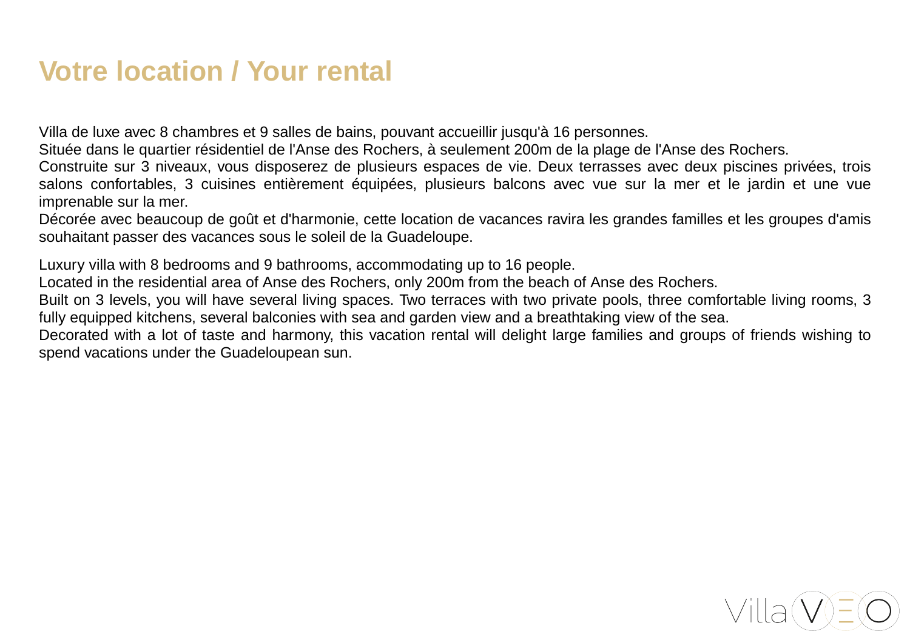# Votre location / Your rental

Villa de luxe avec 8 chambres et 9 salles de bains, pouvant accueillir jusqu'à 16 personnes.
Située dans le quartier résidentiel de l'Anse des Rochers, à seulement 200m de la plage de l'Anse des Rochers.
Construite sur 3 niveaux, vous disposerez de plusieurs espaces de vie. Deux terrasses avec deux piscines privées, trois salons confortables, 3 cuisines entièrement équipées, plusieurs balcons avec vue sur la mer et le jardin et une vue imprenable sur la mer.
Décorée avec beaucoup de goût et d'harmonie, cette location de vacances ravira les grandes familles et les groupes d'amis souhaitant passer des vacances sous le soleil de la Guadeloupe.

Luxury villa with 8 bedrooms and 9 bathrooms, accommodating up to 16 people.
Located in the residential area of Anse des Rochers, only 200m from the beach of Anse des Rochers.
Built on 3 levels, you will have several living spaces. Two terraces with two private pools, three comfortable living rooms, 3 fully equipped kitchens, several balconies with sea and garden view and a breathtaking view of the sea.
Decorated with a lot of taste and harmony, this vacation rental will delight large families and groups of friends wishing to spend vacations under the Guadeloupean sun.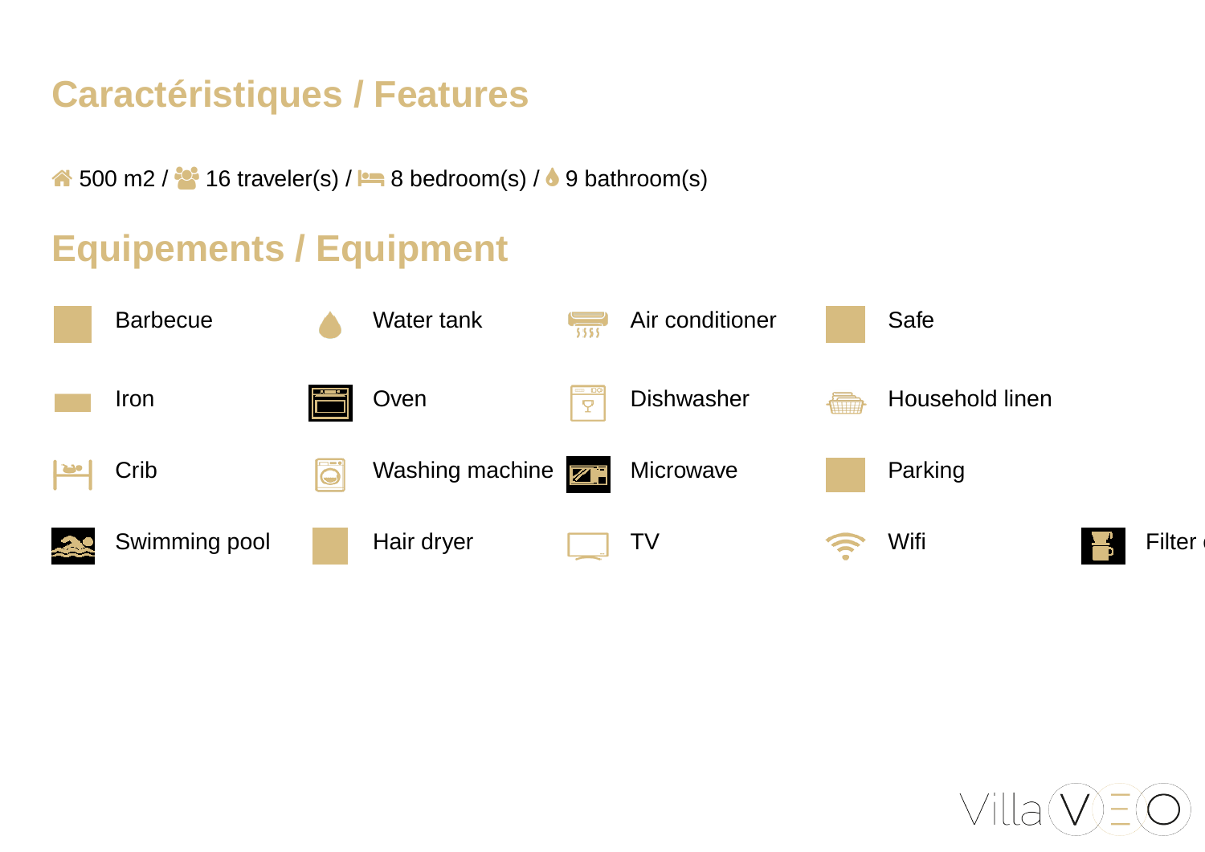## Caractéristiques / Features

500 m2 / 16 traveler(s) / 8 bedroom(s) / 9 bathroom(s)

## Equipements / Equipment

- Barbecue
- Water tank
- Air conditioner
- Safe
- Iron
- Oven
- Dishwasher
- Household linen
- Crib
- Washing machine
- Microwave
- Parking
- Swimming pool
- Hair dryer
- TV
- Wifi
- Filter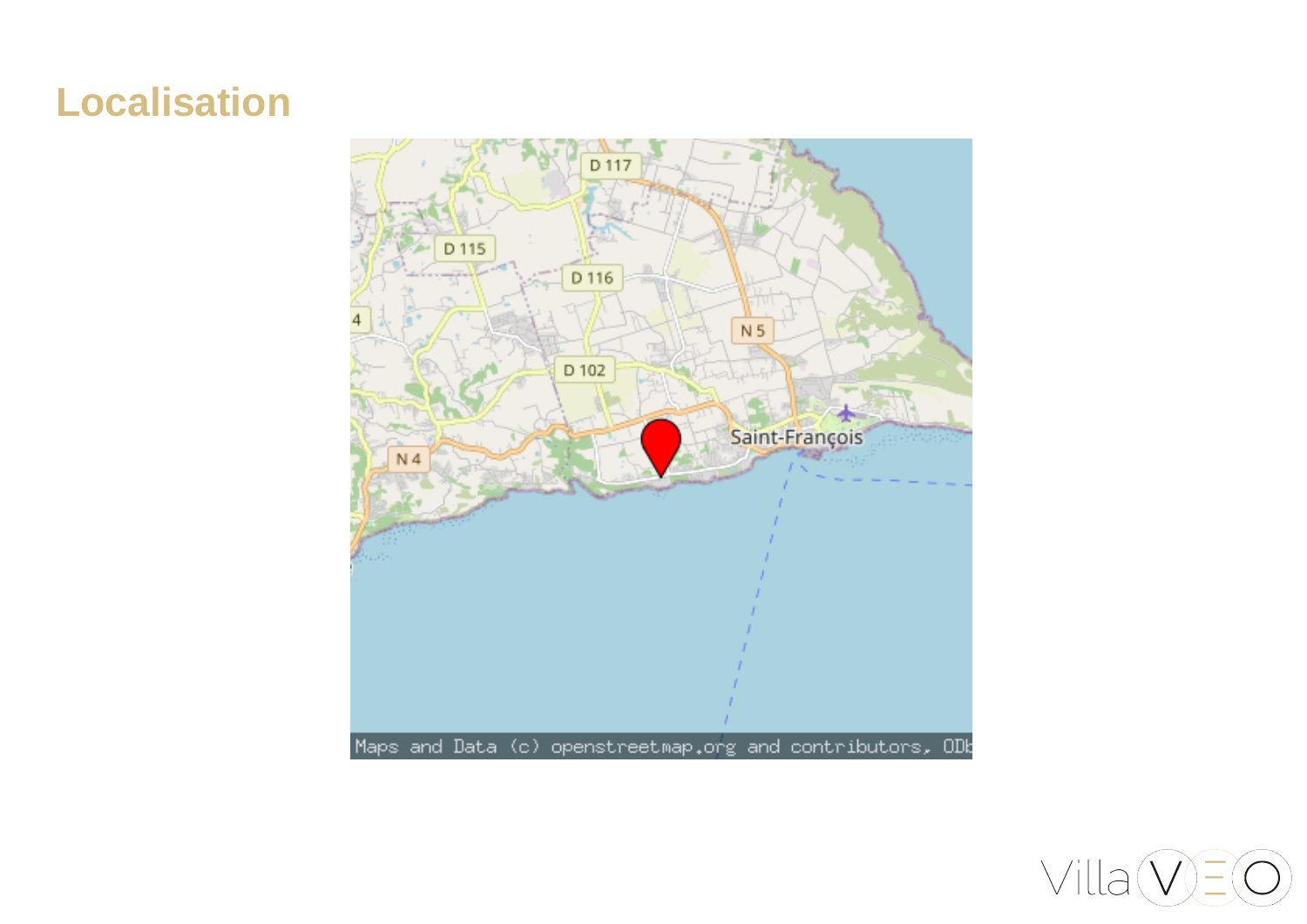# Localisation

D 117

D 115

D 116

4

N 5

D 102

Saint-François

N 4

Maps and Data (c) openstreetmap.org and contributors, ODb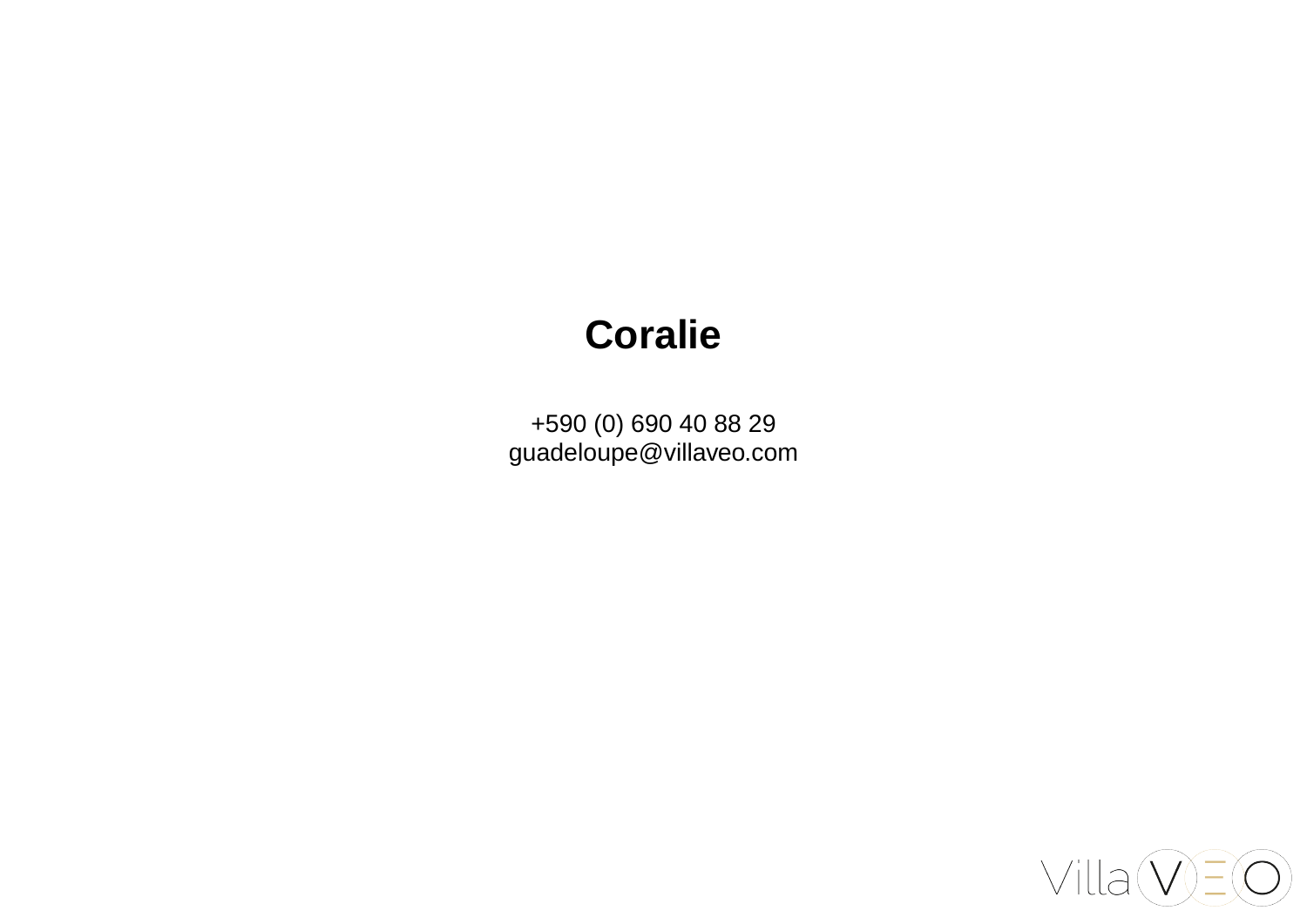# Coralie

+590 (0) 690 40 88 29
guadeloupe@villaveo.com